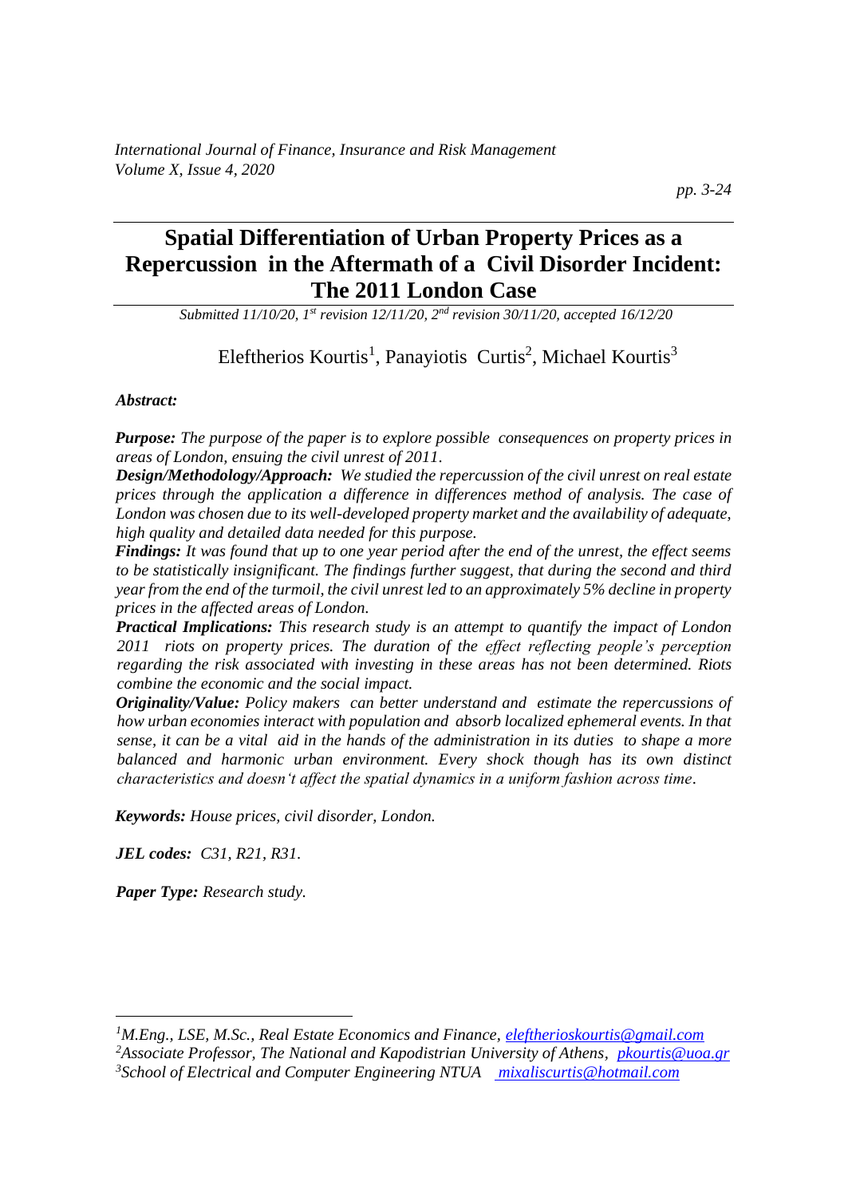# Spatial Differentiation of Urban Property Prices as a Repercussion in the Aftermath of a Civil Disorder Incident: The 2011 London Case

*Submitted 11/10/20, 1st revision 12/11/20, 2nd revision 30/11/20, accepted 16/12/20*

Eleftherios Kourtis[1], Panayiotis Curtis[2], Michael Kourtis[3]

***Abstract:***

***Purpose:*** *The purpose of the paper is to explore possible consequences on property prices in areas of London, ensuing the civil unrest of 2011.*

***Design/Methodology/Approach:*** *We studied the repercussion of the civil unrest on real estate prices through the application a difference in differences method of analysis. The case of London was chosen due to its well-developed property market and the availability of adequate, high quality and detailed data needed for this purpose.*

***Findings:*** *It was found that up to one year period after the end of the unrest, the effect seems to be statistically insignificant. The findings further suggest, that during the second and third year from the end of the turmoil, the civil unrest led to an approximately 5% decline in property prices in the affected areas of London.*

***Practical Implications:*** *This research study is an attempt to quantify the impact of London 2011 riots on property prices. The duration of the effect reflecting people's perception regarding the risk associated with investing in these areas has not been determined. Riots combine the economic and the social impact.*

***Originality/Value:*** *Policy makers can better understand and estimate the repercussions of how urban economies interact with population and absorb localized ephemeral events. In that sense, it can be a vital aid in the hands of the administration in its duties to shape a more balanced and harmonic urban environment. Every shock though has its own distinct characteristics and doesn't affect the spatial dynamics in a uniform fashion across time.*

***Keywords:*** *House prices, civil disorder, London.*

***JEL codes:*** *C31, R21, R31.*

***Paper Type:*** *Research study.*

---

[1] *M.Eng., LSE, M.Sc., Real Estate Economics and Finance, eleftherioskourtis@gmail.com*

[2] *Associate Professor, The National and Kapodistrian University of Athens, pkourtis@uoa.gr*

[3] *School of Electrical and Computer Engineering NTUA mixaliscurtis@hotmail.com*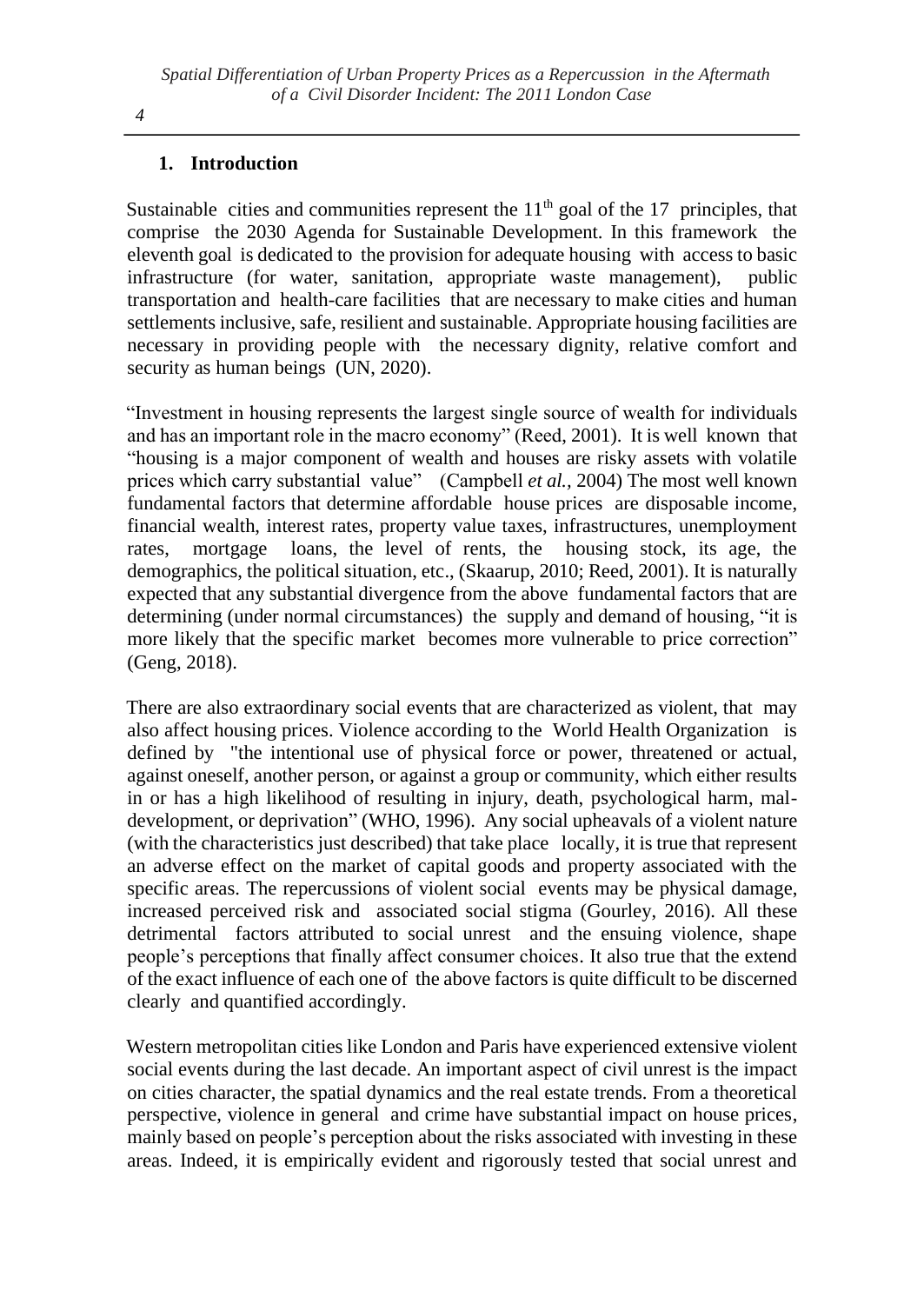## 1. Introduction

Sustainable cities and communities represent the $11^{th}$ goal of the 17 principles, that comprise the 2030 Agenda for Sustainable Development. In this framework the eleventh goal is dedicated to the provision for adequate housing with access to basic infrastructure (for water, sanitation, appropriate waste management), public transportation and health-care facilities that are necessary to make cities and human settlements inclusive, safe, resilient and sustainable. Appropriate housing facilities are necessary in providing people with the necessary dignity, relative comfort and security as human beings (UN, 2020).

"Investment in housing represents the largest single source of wealth for individuals and has an important role in the macro economy" (Reed, 2001). It is well known that "housing is a major component of wealth and houses are risky assets with volatile prices which carry substantial value" (Campbell *et al.,* 2004) The most well known fundamental factors that determine affordable house prices are disposable income, financial wealth, interest rates, property value taxes, infrastructures, unemployment rates, mortgage loans, the level of rents, the housing stock, its age, the demographics, the political situation, etc., (Skaarup, 2010; Reed, 2001). It is naturally expected that any substantial divergence from the above fundamental factors that are determining (under normal circumstances) the supply and demand of housing, "it is more likely that the specific market becomes more vulnerable to price correction" (Geng, 2018).

There are also extraordinary social events that are characterized as violent, that may also affect housing prices. Violence according to the World Health Organization is defined by "the intentional use of physical force or power, threatened or actual, against oneself, another person, or against a group or community, which either results in or has a high likelihood of resulting in injury, death, psychological harm, mal-development, or deprivation" (WHO, 1996). Any social upheavals of a violent nature (with the characteristics just described) that take place locally, it is true that represent an adverse effect on the market of capital goods and property associated with the specific areas. The repercussions of violent social events may be physical damage, increased perceived risk and associated social stigma (Gourley, 2016). All these detrimental factors attributed to social unrest and the ensuing violence, shape people's perceptions that finally affect consumer choices. It also true that the extend of the exact influence of each one of the above factors is quite difficult to be discerned clearly and quantified accordingly.

Western metropolitan cities like London and Paris have experienced extensive violent social events during the last decade. An important aspect of civil unrest is the impact on cities character, the spatial dynamics and the real estate trends. From a theoretical perspective, violence in general and crime have substantial impact on house prices, mainly based on people's perception about the risks associated with investing in these areas. Indeed, it is empirically evident and rigorously tested that social unrest and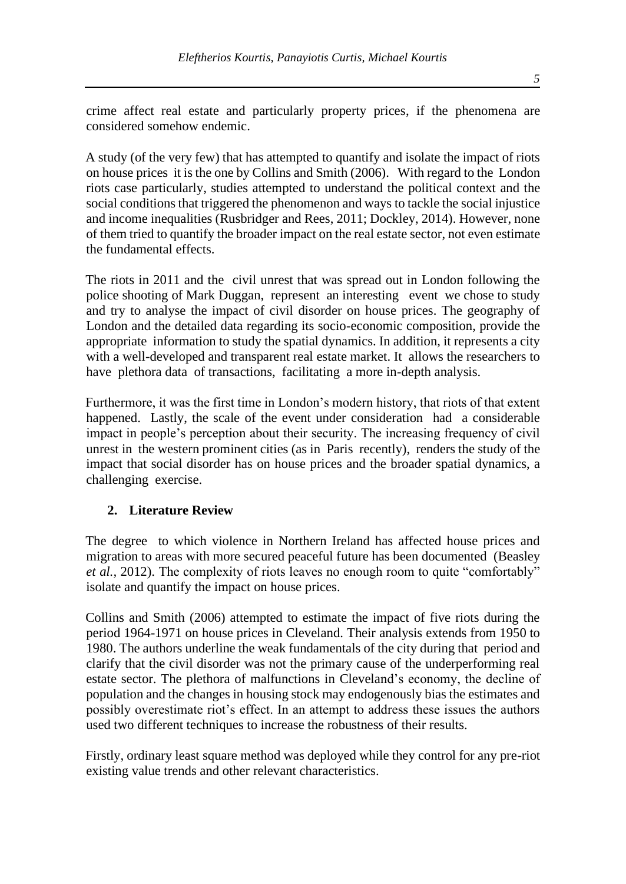crime affect real estate and particularly property prices, if the phenomena are considered somehow endemic.

A study (of the very few) that has attempted to quantify and isolate the impact of riots on house prices it is the one by Collins and Smith (2006). With regard to the London riots case particularly, studies attempted to understand the political context and the social conditions that triggered the phenomenon and ways to tackle the social injustice and income inequalities (Rusbridger and Rees, 2011; Dockley, 2014). However, none of them tried to quantify the broader impact on the real estate sector, not even estimate the fundamental effects.

The riots in 2011 and the civil unrest that was spread out in London following the police shooting of Mark Duggan, represent an interesting event we chose to study and try to analyse the impact of civil disorder on house prices. The geography of London and the detailed data regarding its socio-economic composition, provide the appropriate information to study the spatial dynamics. In addition, it represents a city with a well-developed and transparent real estate market. It allows the researchers to have plethora data of transactions, facilitating a more in-depth analysis.

Furthermore, it was the first time in London's modern history, that riots of that extent happened. Lastly, the scale of the event under consideration had a considerable impact in people's perception about their security. The increasing frequency of civil unrest in the western prominent cities (as in Paris recently), renders the study of the impact that social disorder has on house prices and the broader spatial dynamics, a challenging exercise.

## 2. Literature Review

The degree to which violence in Northern Ireland has affected house prices and migration to areas with more secured peaceful future has been documented (Beasley *et al.*, 2012). The complexity of riots leaves no enough room to quite "comfortably" isolate and quantify the impact on house prices.

Collins and Smith (2006) attempted to estimate the impact of five riots during the period 1964-1971 on house prices in Cleveland. Their analysis extends from 1950 to 1980. The authors underline the weak fundamentals of the city during that period and clarify that the civil disorder was not the primary cause of the underperforming real estate sector. The plethora of malfunctions in Cleveland's economy, the decline of population and the changes in housing stock may endogenously bias the estimates and possibly overestimate riot's effect. In an attempt to address these issues the authors used two different techniques to increase the robustness of their results.

Firstly, ordinary least square method was deployed while they control for any pre-riot existing value trends and other relevant characteristics.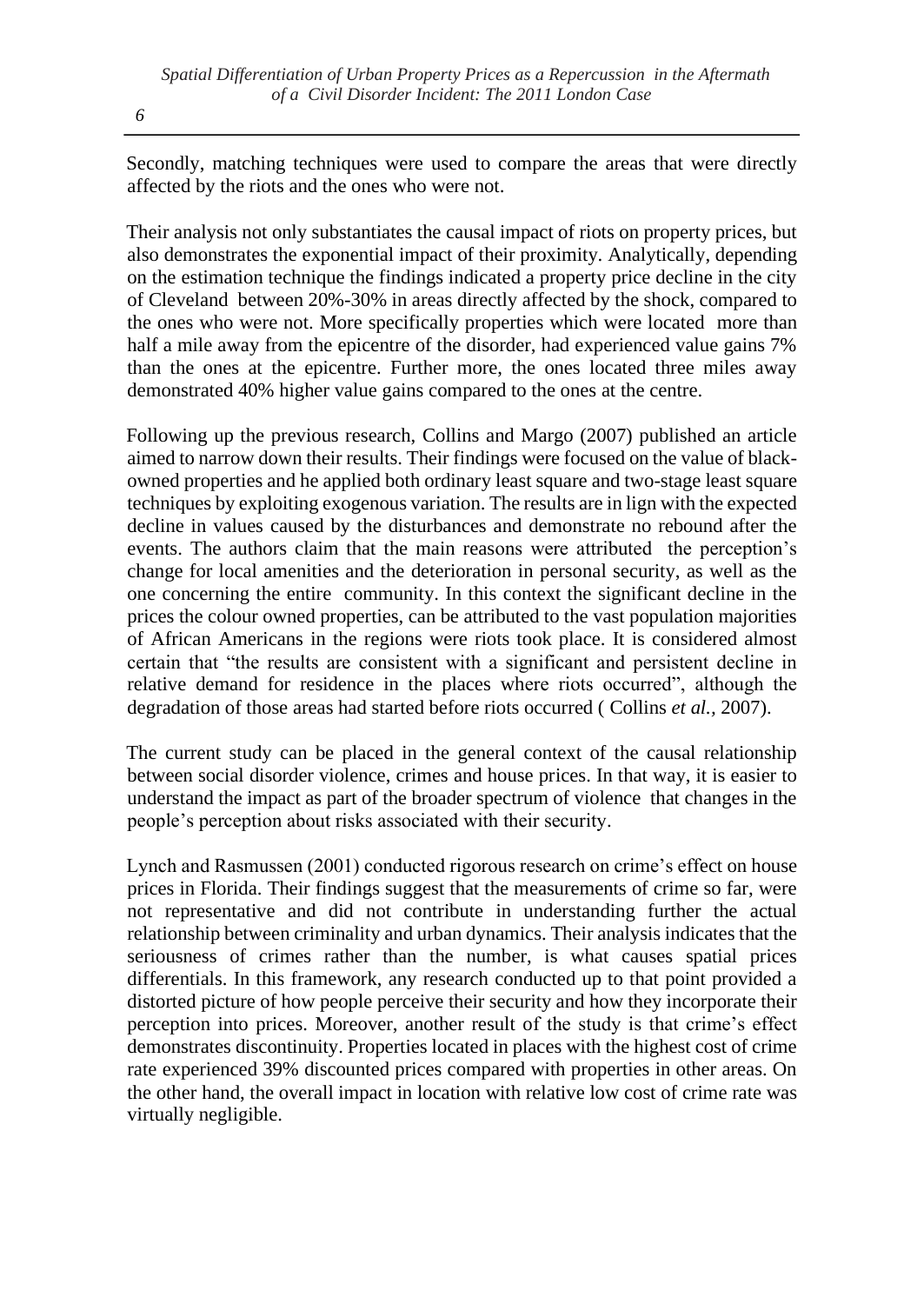Secondly, matching techniques were used to compare the areas that were directly affected by the riots and the ones who were not.

Their analysis not only substantiates the causal impact of riots on property prices, but also demonstrates the exponential impact of their proximity. Analytically, depending on the estimation technique the findings indicated a property price decline in the city of Cleveland between 20%-30% in areas directly affected by the shock, compared to the ones who were not. More specifically properties which were located more than half a mile away from the epicentre of the disorder, had experienced value gains 7% than the ones at the epicentre. Further more, the ones located three miles away demonstrated 40% higher value gains compared to the ones at the centre.

Following up the previous research, Collins and Margo (2007) published an article aimed to narrow down their results. Their findings were focused on the value of black-owned properties and he applied both ordinary least square and two-stage least square techniques by exploiting exogenous variation. The results are in lign with the expected decline in values caused by the disturbances and demonstrate no rebound after the events. The authors claim that the main reasons were attributed the perception's change for local amenities and the deterioration in personal security, as well as the one concerning the entire community. In this context the significant decline in the prices the colour owned properties, can be attributed to the vast population majorities of African Americans in the regions were riots took place. It is considered almost certain that "the results are consistent with a significant and persistent decline in relative demand for residence in the places where riots occurred", although the degradation of those areas had started before riots occurred ( Collins *et al.*, 2007).

The current study can be placed in the general context of the causal relationship between social disorder violence, crimes and house prices. In that way, it is easier to understand the impact as part of the broader spectrum of violence that changes in the people's perception about risks associated with their security.

Lynch and Rasmussen (2001) conducted rigorous research on crime's effect on house prices in Florida. Their findings suggest that the measurements of crime so far, were not representative and did not contribute in understanding further the actual relationship between criminality and urban dynamics. Their analysis indicates that the seriousness of crimes rather than the number, is what causes spatial prices differentials. In this framework, any research conducted up to that point provided a distorted picture of how people perceive their security and how they incorporate their perception into prices. Moreover, another result of the study is that crime's effect demonstrates discontinuity. Properties located in places with the highest cost of crime rate experienced 39% discounted prices compared with properties in other areas. On the other hand, the overall impact in location with relative low cost of crime rate was virtually negligible.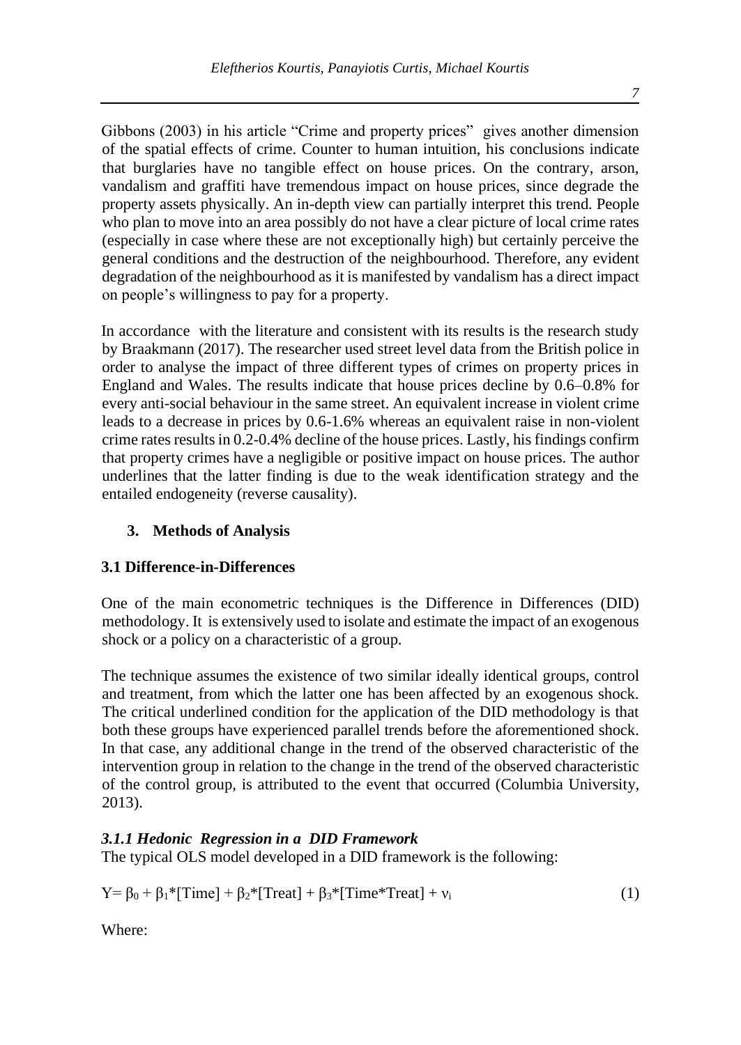Gibbons (2003) in his article “Crime and property prices” gives another dimension of the spatial effects of crime. Counter to human intuition, his conclusions indicate that burglaries have no tangible effect on house prices. On the contrary, arson, vandalism and graffiti have tremendous impact on house prices, since degrade the property assets physically. An in-depth view can partially interpret this trend. People who plan to move into an area possibly do not have a clear picture of local crime rates (especially in case where these are not exceptionally high) but certainly perceive the general conditions and the destruction of the neighbourhood. Therefore, any evident degradation of the neighbourhood as it is manifested by vandalism has a direct impact on people’s willingness to pay for a property.

In accordance with the literature and consistent with its results is the research study by Braakmann (2017). The researcher used street level data from the British police in order to analyse the impact of three different types of crimes on property prices in England and Wales. The results indicate that house prices decline by 0.6–0.8% for every anti-social behaviour in the same street. An equivalent increase in violent crime leads to a decrease in prices by 0.6-1.6% whereas an equivalent raise in non-violent crime rates results in 0.2-0.4% decline of the house prices. Lastly, his findings confirm that property crimes have a negligible or positive impact on house prices. The author underlines that the latter finding is due to the weak identification strategy and the entailed endogeneity (reverse causality).

## 3. Methods of Analysis

### 3.1 Difference-in-Differences

One of the main econometric techniques is the Difference in Differences (DID) methodology. It is extensively used to isolate and estimate the impact of an exogenous shock or a policy on a characteristic of a group.

The technique assumes the existence of two similar ideally identical groups, control and treatment, from which the latter one has been affected by an exogenous shock. The critical underlined condition for the application of the DID methodology is that both these groups have experienced parallel trends before the aforementioned shock. In that case, any additional change in the trend of the observed characteristic of the intervention group in relation to the change in the trend of the observed characteristic of the control group, is attributed to the event that occurred (Columbia University, 2013).

#### *3.1.1 Hedonic Regression in a DID Framework*

The typical OLS model developed in a DID framework is the following:

$$Y = \beta_0 + \beta_1 * [Time] + \beta_2 * [Treat] + \beta_3 * [Time * Treat] + \nu_i \quad (1)$$

Where: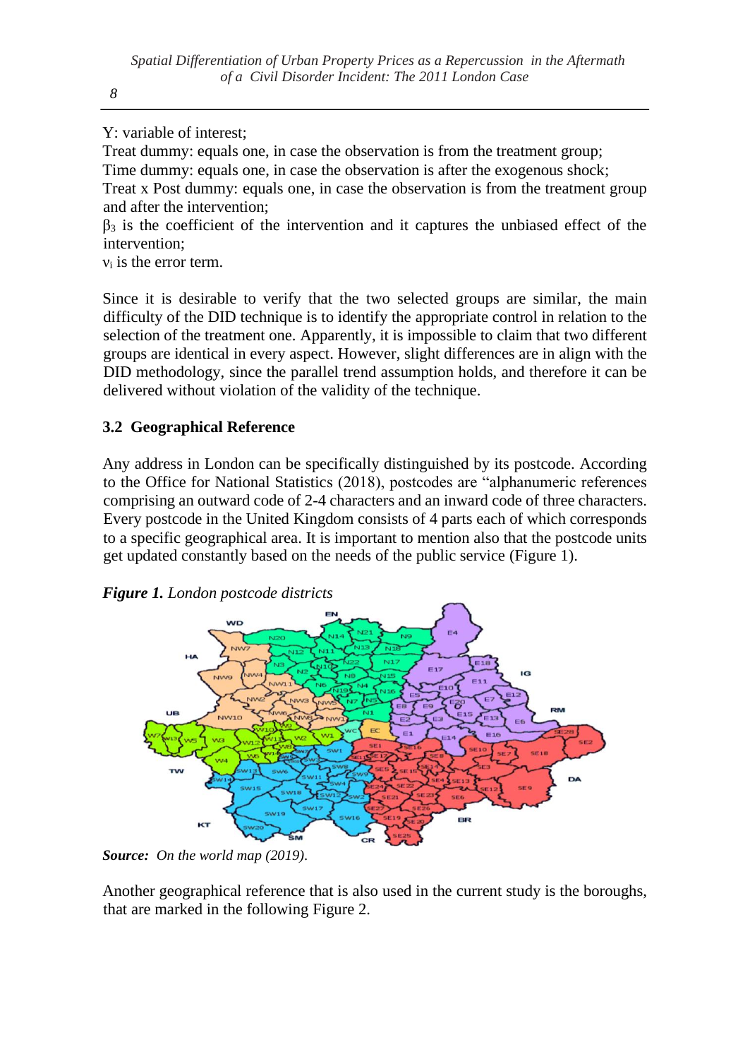Y: variable of interest;
Treat dummy: equals one, in case the observation is from the treatment group;
Time dummy: equals one, in case the observation is after the exogenous shock;
Treat x Post dummy: equals one, in case the observation is from the treatment group and after the intervention;
$\beta_3$ is the coefficient of the intervention and it captures the unbiased effect of the intervention;
$\nu_i$ is the error term.

Since it is desirable to verify that the two selected groups are similar, the main difficulty of the DID technique is to identify the appropriate control in relation to the selection of the treatment one. Apparently, it is impossible to claim that two different groups are identical in every aspect. However, slight differences are in align with the DID methodology, since the parallel trend assumption holds, and therefore it can be delivered without violation of the validity of the technique.

### 3.2 Geographical Reference

Any address in London can be specifically distinguished by its postcode. According to the Office for National Statistics (2018), postcodes are "alphanumeric references comprising an outward code of 2-4 characters and an inward code of three characters. Every postcode in the United Kingdom consists of 4 parts each of which corresponds to a specific geographical area. It is important to mention also that the postcode units get updated constantly based on the needs of the public service (Figure 1).

***Figure 1.*** *London postcode districts*

***Source:*** *On the world map (2019).*

Another geographical reference that is also used in the current study is the boroughs, that are marked in the following Figure 2.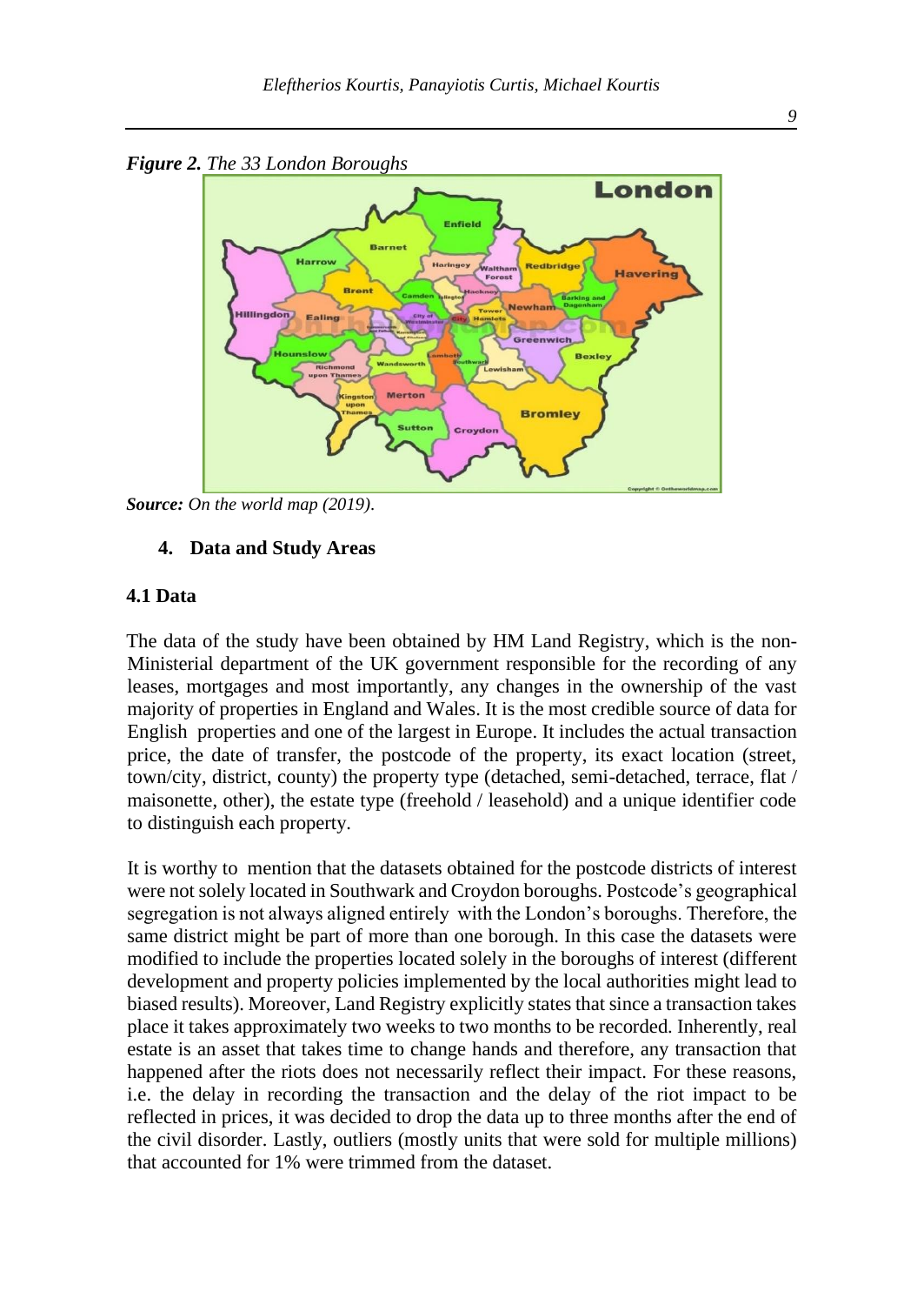*Figure 2. The 33 London Boroughs*

*Source: On the world map (2019).*

## 4. Data and Study Areas

### 4.1 Data

The data of the study have been obtained by HM Land Registry, which is the non-Ministerial department of the UK government responsible for the recording of any leases, mortgages and most importantly, any changes in the ownership of the vast majority of properties in England and Wales. It is the most credible source of data for English properties and one of the largest in Europe. It includes the actual transaction price, the date of transfer, the postcode of the property, its exact location (street, town/city, district, county) the property type (detached, semi-detached, terrace, flat / maisonette, other), the estate type (freehold / leasehold) and a unique identifier code to distinguish each property.

It is worthy to mention that the datasets obtained for the postcode districts of interest were not solely located in Southwark and Croydon boroughs. Postcode's geographical segregation is not always aligned entirely with the London's boroughs. Therefore, the same district might be part of more than one borough. In this case the datasets were modified to include the properties located solely in the boroughs of interest (different development and property policies implemented by the local authorities might lead to biased results). Moreover, Land Registry explicitly states that since a transaction takes place it takes approximately two weeks to two months to be recorded. Inherently, real estate is an asset that takes time to change hands and therefore, any transaction that happened after the riots does not necessarily reflect their impact. For these reasons, i.e. the delay in recording the transaction and the delay of the riot impact to be reflected in prices, it was decided to drop the data up to three months after the end of the civil disorder. Lastly, outliers (mostly units that were sold for multiple millions) that accounted for 1% were trimmed from the dataset.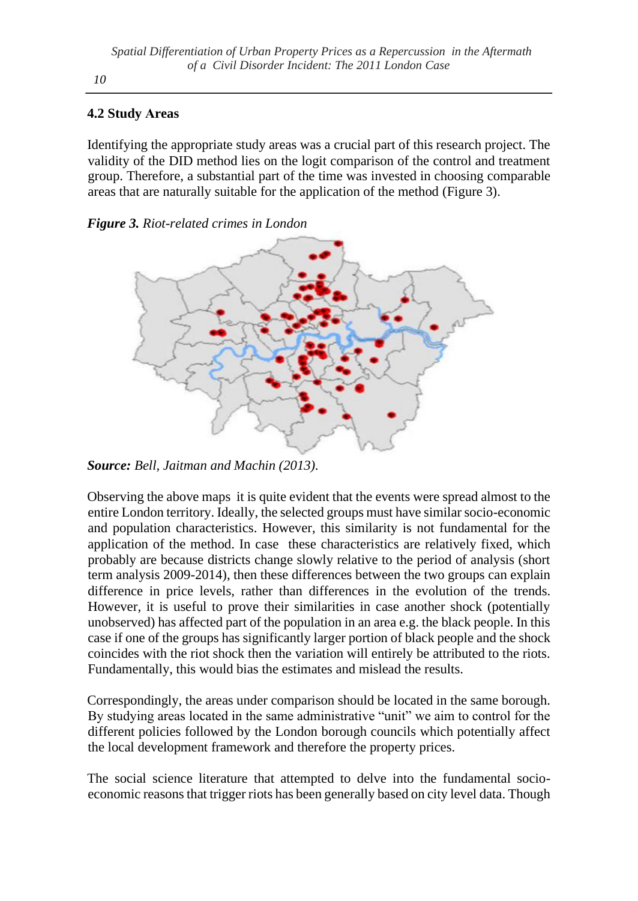## 4.2 Study Areas

Identifying the appropriate study areas was a crucial part of this research project. The validity of the DID method lies on the logit comparison of the control and treatment group. Therefore, a substantial part of the time was invested in choosing comparable areas that are naturally suitable for the application of the method (Figure 3).

***Figure 3.*** *Riot-related crimes in London*

***Source:*** *Bell, Jaitman and Machin (2013).*

Observing the above maps it is quite evident that the events were spread almost to the entire London territory. Ideally, the selected groups must have similar socio-economic and population characteristics. However, this similarity is not fundamental for the application of the method. In case these characteristics are relatively fixed, which probably are because districts change slowly relative to the period of analysis (short term analysis 2009-2014), then these differences between the two groups can explain difference in price levels, rather than differences in the evolution of the trends. However, it is useful to prove their similarities in case another shock (potentially unobserved) has affected part of the population in an area e.g. the black people. In this case if one of the groups has significantly larger portion of black people and the shock coincides with the riot shock then the variation will entirely be attributed to the riots. Fundamentally, this would bias the estimates and mislead the results.

Correspondingly, the areas under comparison should be located in the same borough. By studying areas located in the same administrative "unit" we aim to control for the different policies followed by the London borough councils which potentially affect the local development framework and therefore the property prices.

The social science literature that attempted to delve into the fundamental socio-economic reasons that trigger riots has been generally based on city level data. Though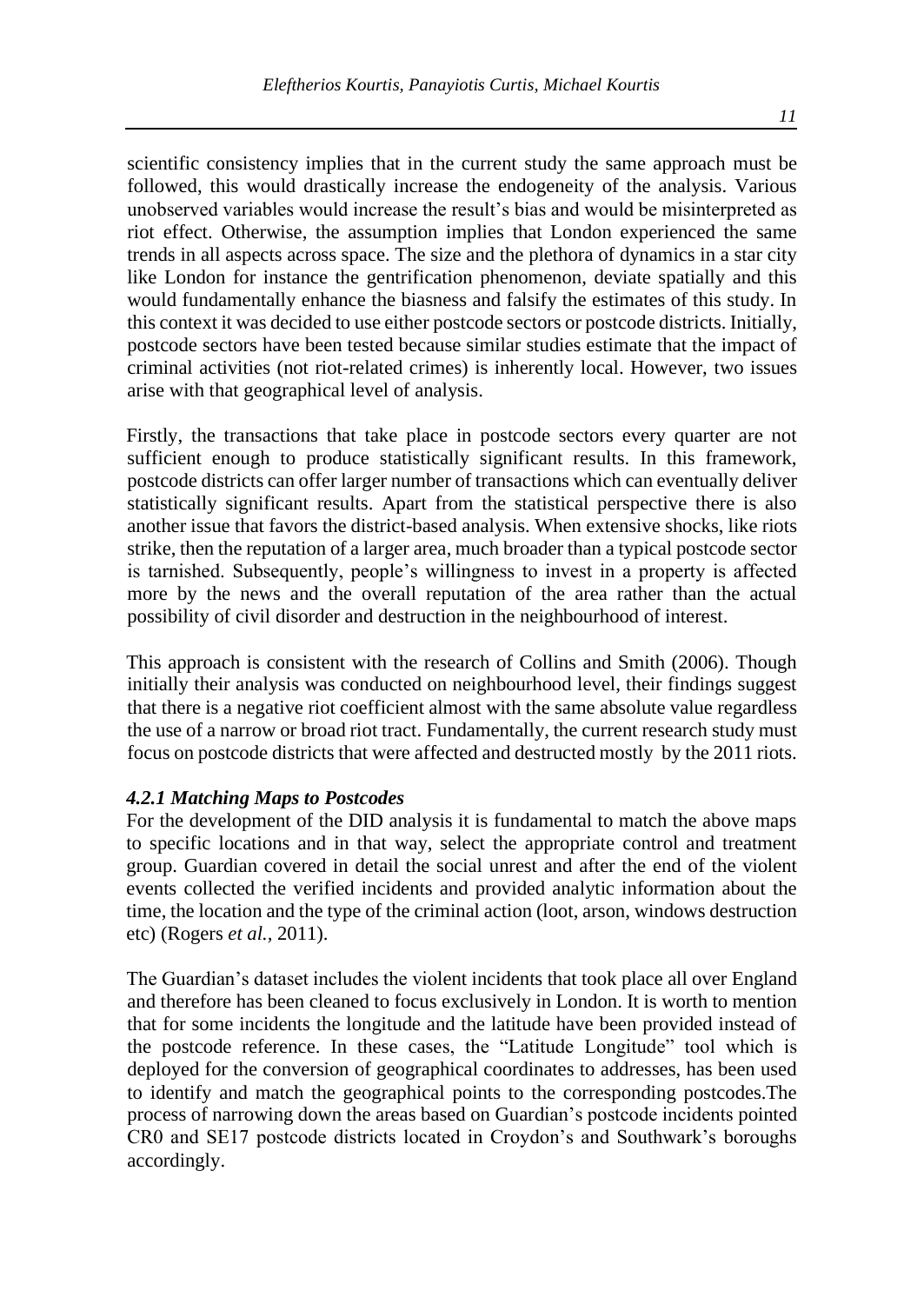scientific consistency implies that in the current study the same approach must be followed, this would drastically increase the endogeneity of the analysis. Various unobserved variables would increase the result's bias and would be misinterpreted as riot effect. Otherwise, the assumption implies that London experienced the same trends in all aspects across space. The size and the plethora of dynamics in a star city like London for instance the gentrification phenomenon, deviate spatially and this would fundamentally enhance the biasness and falsify the estimates of this study. In this context it was decided to use either postcode sectors or postcode districts. Initially, postcode sectors have been tested because similar studies estimate that the impact of criminal activities (not riot-related crimes) is inherently local. However, two issues arise with that geographical level of analysis.

Firstly, the transactions that take place in postcode sectors every quarter are not sufficient enough to produce statistically significant results. In this framework, postcode districts can offer larger number of transactions which can eventually deliver statistically significant results. Apart from the statistical perspective there is also another issue that favors the district-based analysis. When extensive shocks, like riots strike, then the reputation of a larger area, much broader than a typical postcode sector is tarnished. Subsequently, people's willingness to invest in a property is affected more by the news and the overall reputation of the area rather than the actual possibility of civil disorder and destruction in the neighbourhood of interest.

This approach is consistent with the research of Collins and Smith (2006). Though initially their analysis was conducted on neighbourhood level, their findings suggest that there is a negative riot coefficient almost with the same absolute value regardless the use of a narrow or broad riot tract. Fundamentally, the current research study must focus on postcode districts that were affected and destructed mostly by the 2011 riots.

#### *4.2.1 Matching Maps to Postcodes*

For the development of the DID analysis it is fundamental to match the above maps to specific locations and in that way, select the appropriate control and treatment group. Guardian covered in detail the social unrest and after the end of the violent events collected the verified incidents and provided analytic information about the time, the location and the type of the criminal action (loot, arson, windows destruction etc) (Rogers *et al.*, 2011).

The Guardian's dataset includes the violent incidents that took place all over England and therefore has been cleaned to focus exclusively in London. It is worth to mention that for some incidents the longitude and the latitude have been provided instead of the postcode reference. In these cases, the "Latitude Longitude" tool which is deployed for the conversion of geographical coordinates to addresses, has been used to identify and match the geographical points to the corresponding postcodes.The process of narrowing down the areas based on Guardian's postcode incidents pointed CR0 and SE17 postcode districts located in Croydon's and Southwark's boroughs accordingly.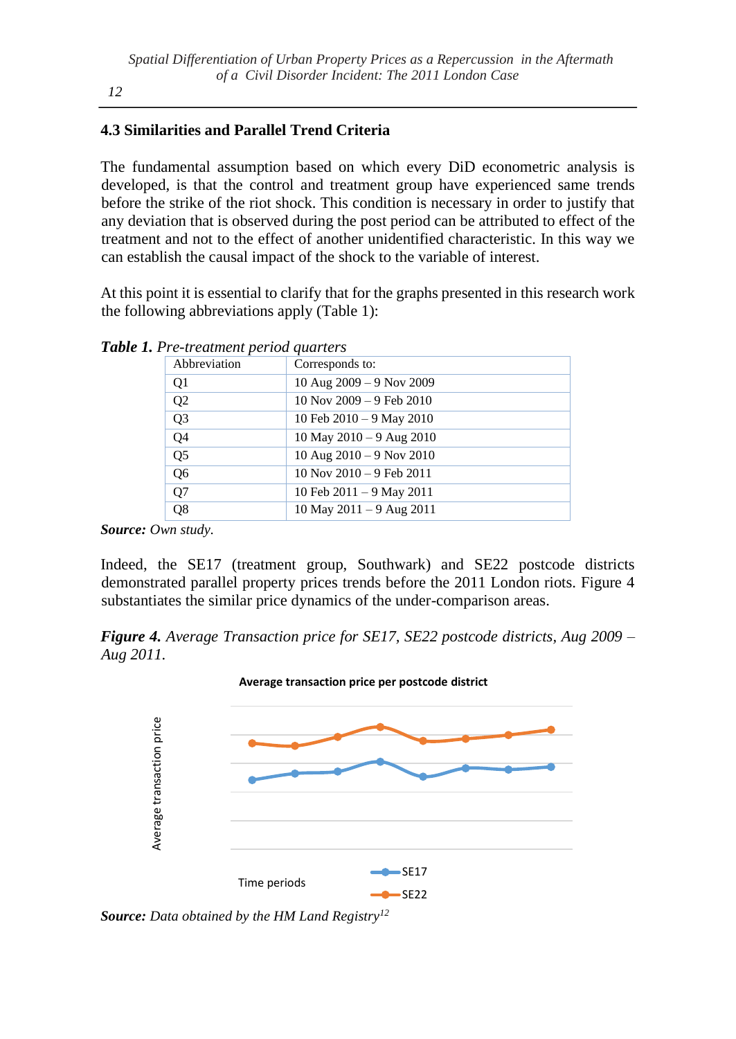### 4.3 Similarities and Parallel Trend Criteria

The fundamental assumption based on which every DiD econometric analysis is developed, is that the control and treatment group have experienced same trends before the strike of the riot shock. This condition is necessary in order to justify that any deviation that is observed during the post period can be attributed to effect of the treatment and not to the effect of another unidentified characteristic. In this way we can establish the causal impact of the shock to the variable of interest.

At this point it is essential to clarify that for the graphs presented in this research work the following abbreviations apply (Table 1):

***Table 1.*** *Pre-treatment period quarters*

| Abbreviation | Corresponds to: |
|---|---|
| Q1 | 10 Aug 2009 – 9 Nov 2009 |
| Q2 | 10 Nov 2009 – 9 Feb 2010 |
| Q3 | 10 Feb 2010 – 9 May 2010 |
| Q4 | 10 May 2010 – 9 Aug 2010 |
| Q5 | 10 Aug 2010 – 9 Nov 2010 |
| Q6 | 10 Nov 2010 – 9 Feb 2011 |
| Q7 | 10 Feb 2011 – 9 May 2011 |
| Q8 | 10 May 2011 – 9 Aug 2011 |

***Source:*** *Own study.*

Indeed, the SE17 (treatment group, Southwark) and SE22 postcode districts demonstrated parallel property prices trends before the 2011 London riots. Figure 4 substantiates the similar price dynamics of the under-comparison areas.

***Figure 4.*** *Average Transaction price for SE17, SE22 postcode districts, Aug 2009 – Aug 2011.*

**Average transaction price per postcode district**

Average transaction price

Time periods

SE17

SE22

***Source:*** *Data obtained by the HM Land Registry*[12]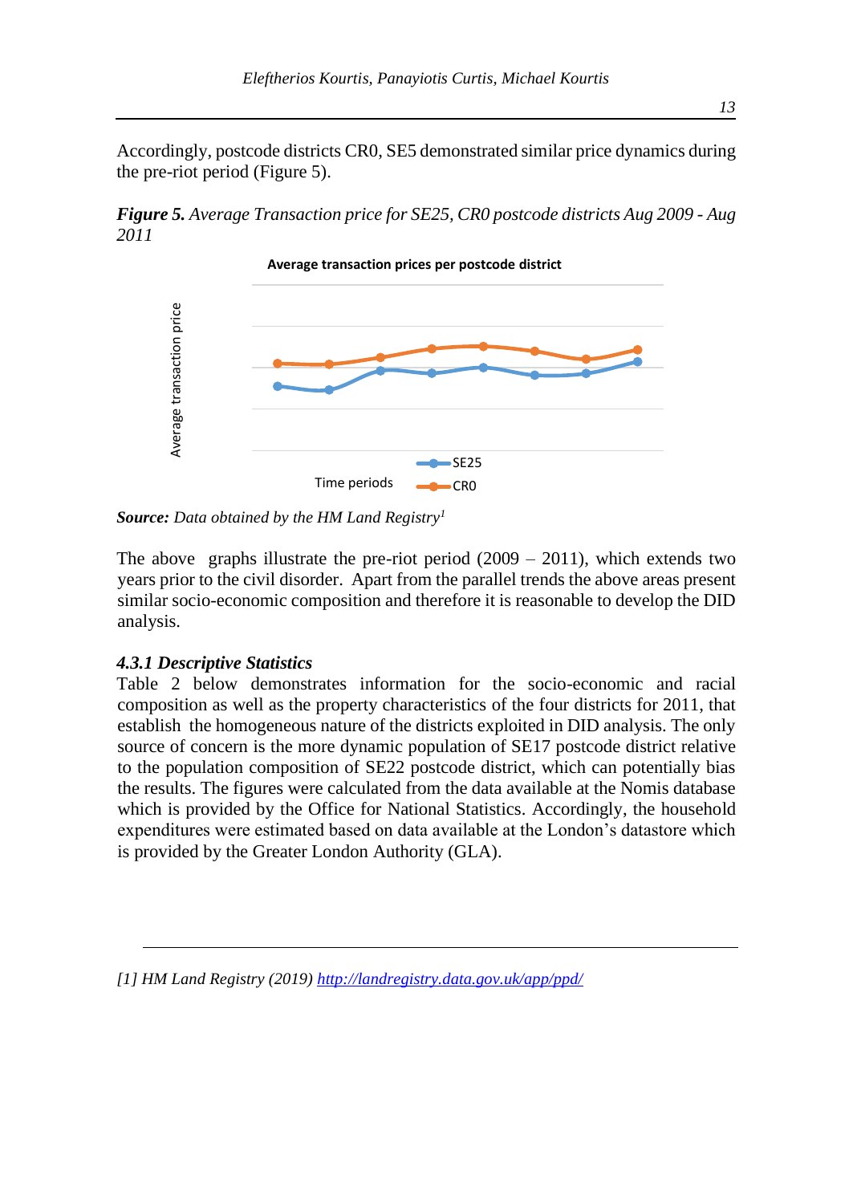Accordingly, postcode districts CR0, SE5 demonstrated similar price dynamics during the pre-riot period (Figure 5).

***Figure 5.*** *Average Transaction price for SE25, CR0 postcode districts Aug 2009 - Aug 2011*

***Source:*** *Data obtained by the HM Land Registry*[1]

The above graphs illustrate the pre-riot period (2009 – 2011), which extends two years prior to the civil disorder. Apart from the parallel trends the above areas present similar socio-economic composition and therefore it is reasonable to develop the DID analysis.

### *4.3.1 Descriptive Statistics*

Table 2 below demonstrates information for the socio-economic and racial composition as well as the property characteristics of the four districts for 2011, that establish the homogeneous nature of the districts exploited in DID analysis. The only source of concern is the more dynamic population of SE17 postcode district relative to the population composition of SE22 postcode district, which can potentially bias the results. The figures were calculated from the data available at the Nomis database which is provided by the Office for National Statistics. Accordingly, the household expenditures were estimated based on data available at the London's datastore which is provided by the Greater London Authority (GLA).

---

*[1] HM Land Registry (2019)* [*http://landregistry.data.gov.uk/app/ppd/*](http://landregistry.data.gov.uk/app/ppd/)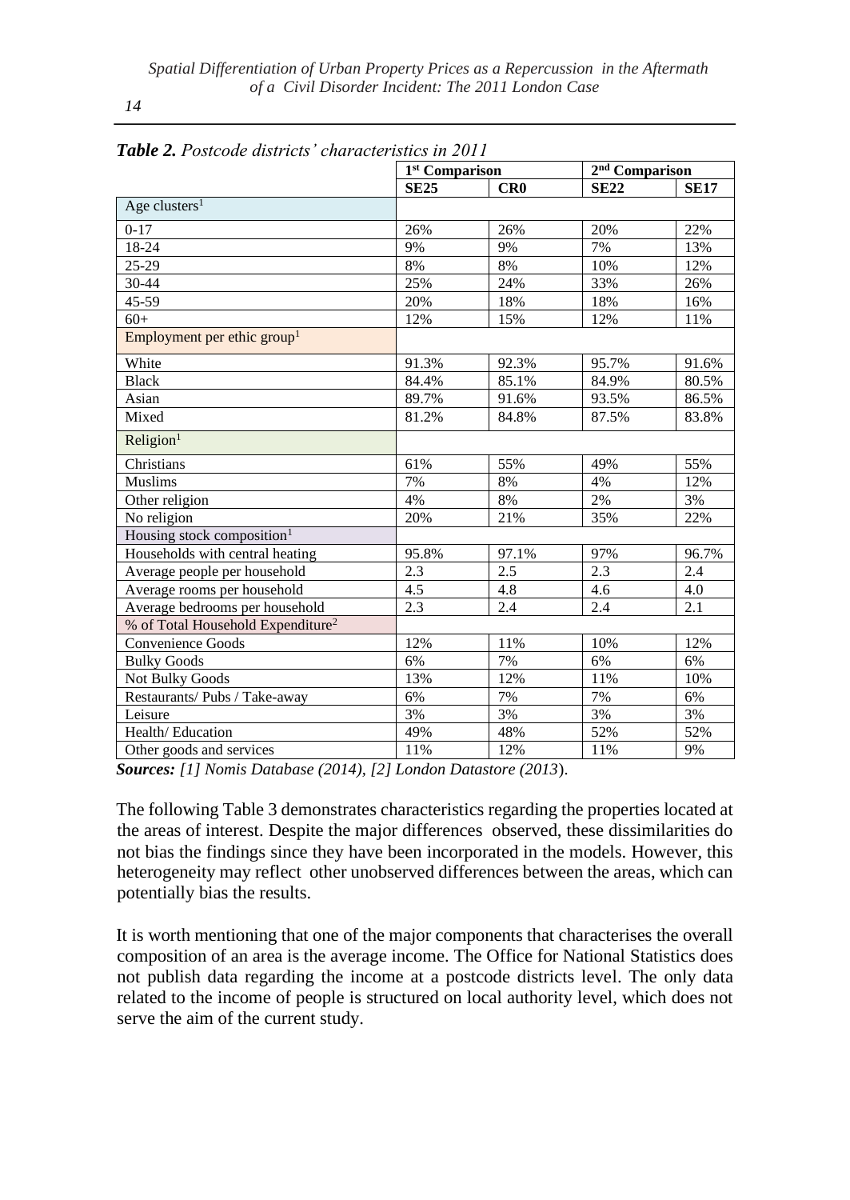***Table 2.*** *Postcode districts' characteristics in 2011*

| | 1st Comparison | | 2nd Comparison | |
|---|---|---|---|---|
| | **SE25** | **CR0** | **SE22** | **SE17** |
| Age clusters[1] | | | | |
| 0-17 | 26% | 26% | 20% | 22% |
| 18-24 | 9% | 9% | 7% | 13% |
| 25-29 | 8% | 8% | 10% | 12% |
| 30-44 | 25% | 24% | 33% | 26% |
| 45-59 | 20% | 18% | 18% | 16% |
| 60+ | 12% | 15% | 12% | 11% |
| Employment per ethic group[1] | | | | |
| White | 91.3% | 92.3% | 95.7% | 91.6% |
| Black | 84.4% | 85.1% | 84.9% | 80.5% |
| Asian | 89.7% | 91.6% | 93.5% | 86.5% |
| Mixed | 81.2% | 84.8% | 87.5% | 83.8% |
| Religion[1] | | | | |
| Christians | 61% | 55% | 49% | 55% |
| Muslims | 7% | 8% | 4% | 12% |
| Other religion | 4% | 8% | 2% | 3% |
| No religion | 20% | 21% | 35% | 22% |
| Housing stock composition[1] | | | | |
| Households with central heating | 95.8% | 97.1% | 97% | 96.7% |
| Average people per household | 2.3 | 2.5 | 2.3 | 2.4 |
| Average rooms per household | 4.5 | 4.8 | 4.6 | 4.0 |
| Average bedrooms per household | 2.3 | 2.4 | 2.4 | 2.1 |
| % of Total Household Expenditure[2] | | | | |
| Convenience Goods | 12% | 11% | 10% | 12% |
| Bulky Goods | 6% | 7% | 6% | 6% |
| Not Bulky Goods | 13% | 12% | 11% | 10% |
| Restaurants/ Pubs / Take-away | 6% | 7% | 7% | 6% |
| Leisure | 3% | 3% | 3% | 3% |
| Health/ Education | 49% | 48% | 52% | 52% |
| Other goods and services | 11% | 12% | 11% | 9% |

***Sources:*** *[1] Nomis Database (2014), [2] London Datastore (2013*).

The following Table 3 demonstrates characteristics regarding the properties located at the areas of interest. Despite the major differences observed, these dissimilarities do not bias the findings since they have been incorporated in the models. However, this heterogeneity may reflect other unobserved differences between the areas, which can potentially bias the results.

It is worth mentioning that one of the major components that characterises the overall composition of an area is the average income. The Office for National Statistics does not publish data regarding the income at a postcode districts level. The only data related to the income of people is structured on local authority level, which does not serve the aim of the current study.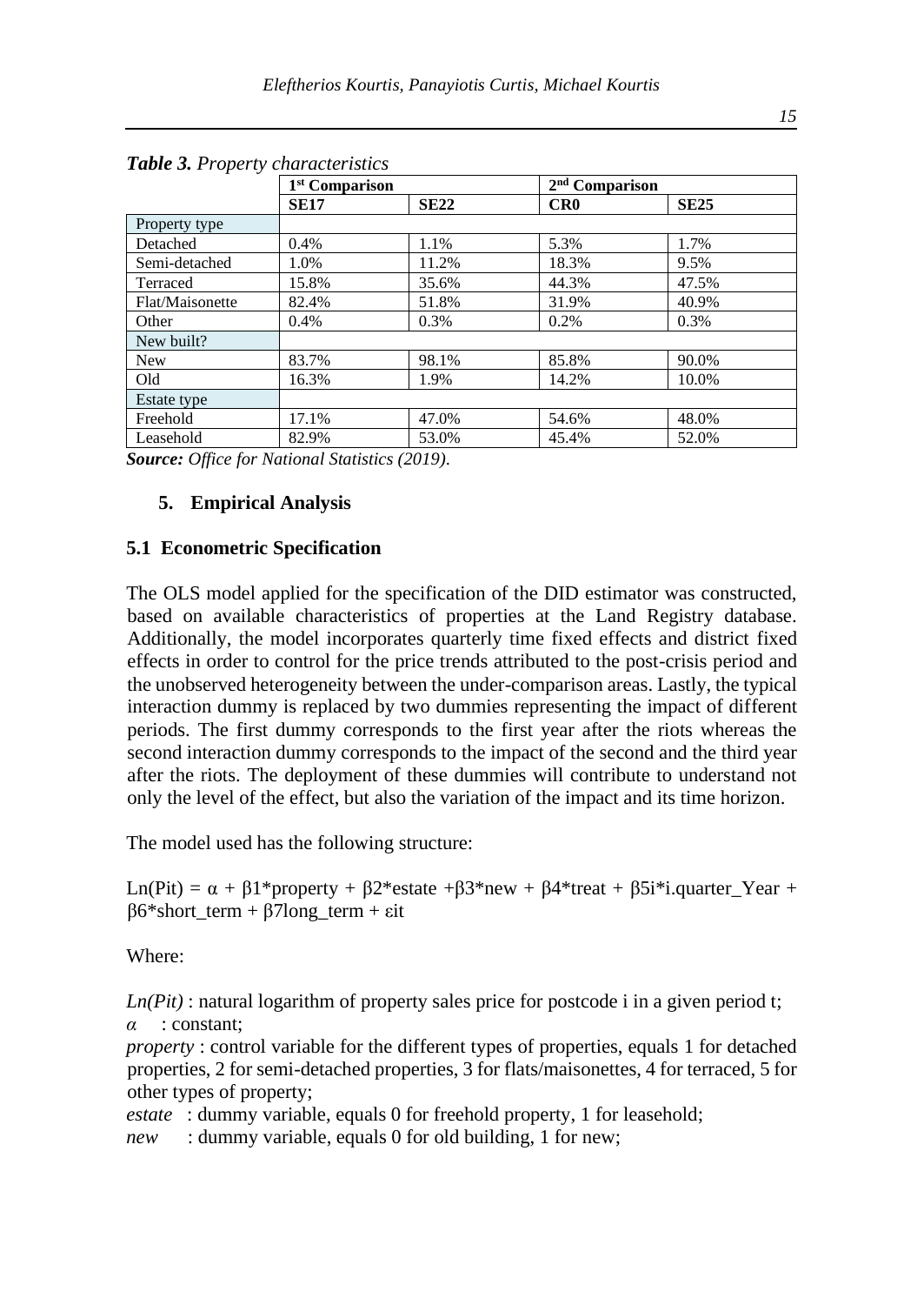***Table 3.*** *Property characteristics*

| | 1st Comparison | | 2nd Comparison | |
|---|---|---|---|---|
| | **SE17** | **SE22** | **CR0** | **SE25** |
| Property type | | | | |
| Detached | 0.4% | 1.1% | 5.3% | 1.7% |
| Semi-detached | 1.0% | 11.2% | 18.3% | 9.5% |
| Terraced | 15.8% | 35.6% | 44.3% | 47.5% |
| Flat/Maisonette | 82.4% | 51.8% | 31.9% | 40.9% |
| Other | 0.4% | 0.3% | 0.2% | 0.3% |
| New built? | | | | |
| New | 83.7% | 98.1% | 85.8% | 90.0% |
| Old | 16.3% | 1.9% | 14.2% | 10.0% |
| Estate type | | | | |
| Freehold | 17.1% | 47.0% | 54.6% | 48.0% |
| Leasehold | 82.9% | 53.0% | 45.4% | 52.0% |

***Source:*** *Office for National Statistics (2019).*

## 5. Empirical Analysis

### 5.1 Econometric Specification

The OLS model applied for the specification of the DID estimator was constructed, based on available characteristics of properties at the Land Registry database. Additionally, the model incorporates quarterly time fixed effects and district fixed effects in order to control for the price trends attributed to the post-crisis period and the unobserved heterogeneity between the under-comparison areas. Lastly, the typical interaction dummy is replaced by two dummies representing the impact of different periods. The first dummy corresponds to the first year after the riots whereas the second interaction dummy corresponds to the impact of the second and the third year after the riots. The deployment of these dummies will contribute to understand not only the level of the effect, but also the variation of the impact and its time horizon.

The model used has the following structure:

$$Ln(P_{it}) = \alpha + \beta_1 * property + \beta_2 * estate + \beta_3 * new + \beta_4 * treat + \beta_{5i} * i.quarter\_Year + \beta_6 * short\_term + \beta_7 long\_term + \varepsilon_{it}$$

Where:

*Ln(Pit)* : natural logarithm of property sales price for postcode i in a given period t;

*α* : constant;

*property* : control variable for the different types of properties, equals 1 for detached properties, 2 for semi-detached properties, 3 for flats/maisonettes, 4 for terraced, 5 for other types of property;

*estate* : dummy variable, equals 0 for freehold property, 1 for leasehold;

*new* : dummy variable, equals 0 for old building, 1 for new;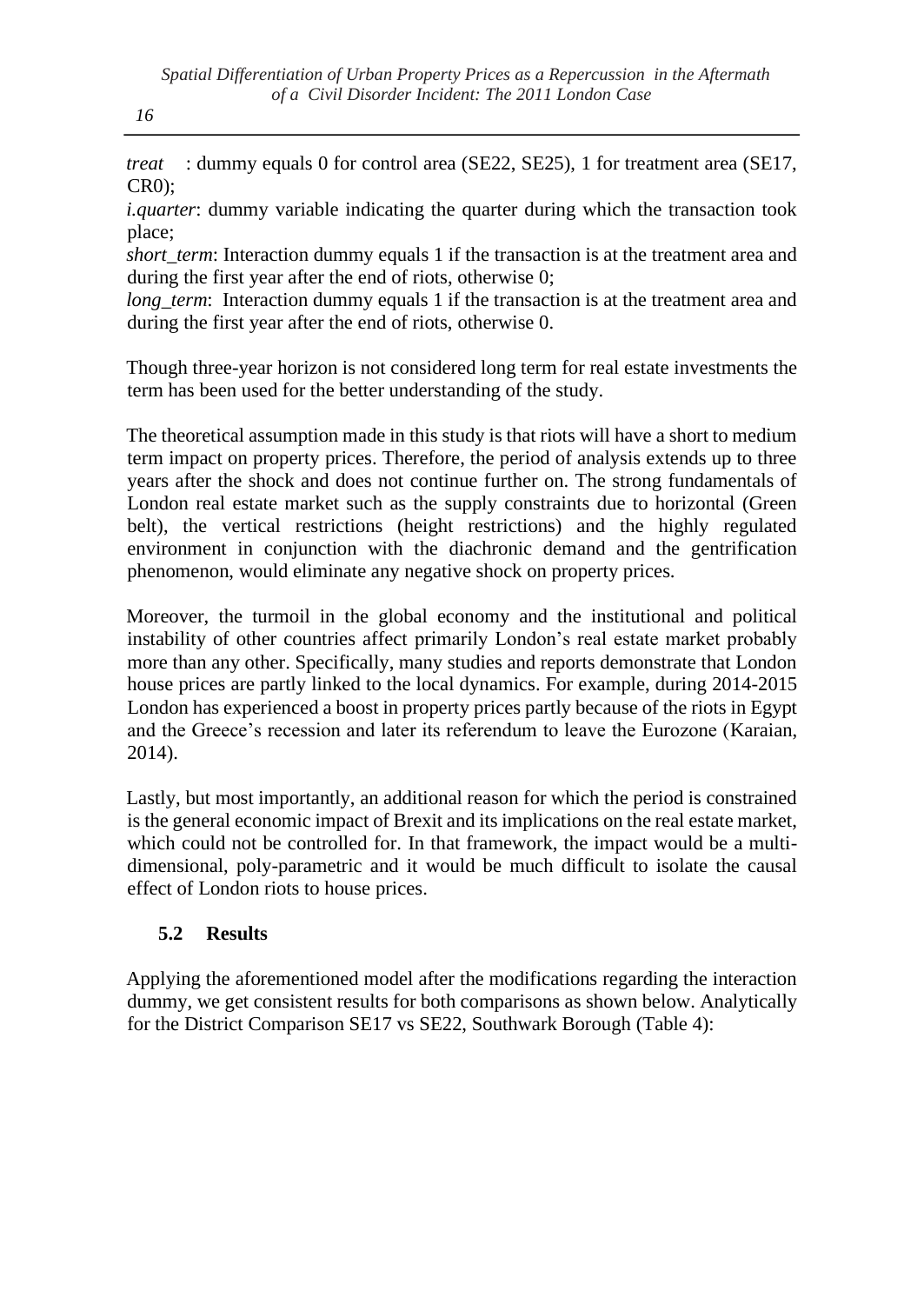*treat* : dummy equals 0 for control area (SE22, SE25), 1 for treatment area (SE17, CR0);

*i.quarter*: dummy variable indicating the quarter during which the transaction took place;

*short_term*: Interaction dummy equals 1 if the transaction is at the treatment area and during the first year after the end of riots, otherwise 0;

*long_term*: Interaction dummy equals 1 if the transaction is at the treatment area and during the first year after the end of riots, otherwise 0.

Though three-year horizon is not considered long term for real estate investments the term has been used for the better understanding of the study.

The theoretical assumption made in this study is that riots will have a short to medium term impact on property prices. Therefore, the period of analysis extends up to three years after the shock and does not continue further on. The strong fundamentals of London real estate market such as the supply constraints due to horizontal (Green belt), the vertical restrictions (height restrictions) and the highly regulated environment in conjunction with the diachronic demand and the gentrification phenomenon, would eliminate any negative shock on property prices.

Moreover, the turmoil in the global economy and the institutional and political instability of other countries affect primarily London's real estate market probably more than any other. Specifically, many studies and reports demonstrate that London house prices are partly linked to the local dynamics. For example, during 2014-2015 London has experienced a boost in property prices partly because of the riots in Egypt and the Greece's recession and later its referendum to leave the Eurozone (Karaian, 2014).

Lastly, but most importantly, an additional reason for which the period is constrained is the general economic impact of Brexit and its implications on the real estate market, which could not be controlled for. In that framework, the impact would be a multi-dimensional, poly-parametric and it would be much difficult to isolate the causal effect of London riots to house prices.

### 5.2 Results

Applying the aforementioned model after the modifications regarding the interaction dummy, we get consistent results for both comparisons as shown below. Analytically for the District Comparison SE17 vs SE22, Southwark Borough (Table 4):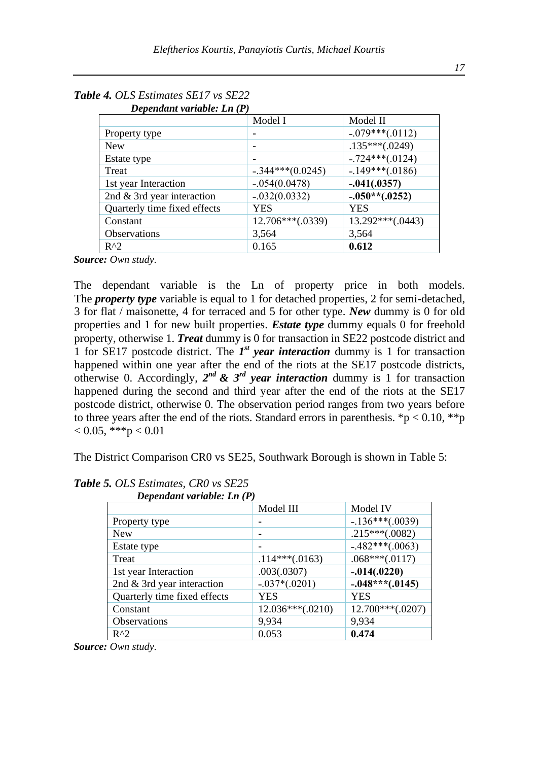***Table 4.*** *OLS Estimates SE17 vs SE22*

***Dependant variable: Ln (P)***

| | Model I | Model II |
|---|---|---|
| Property type | - | -.079***(.0112) |
| New | - | .135***(.0249) |
| Estate type | - | -.724***(.0124) |
| Treat | -.344***(0.0245) | -.149***(.0186) |
| 1st year Interaction | -.054(0.0478) | **-.041(.0357)** |
| 2nd & 3rd year interaction | -.032(0.0332) | **-.050**(.0252)** |
| Quarterly time fixed effects | YES | YES |
| Constant | 12.706***(.0339) | 13.292***(.0443) |
| Observations | 3,564 | 3,564 |
| R^2 | 0.165 | **0.612** |

***Source:*** *Own study.*

The dependant variable is the Ln of property price in both models. The ***property type*** variable is equal to 1 for detached properties, 2 for semi-detached, 3 for flat / maisonette, 4 for terraced and 5 for other type. ***New*** dummy is 0 for old properties and 1 for new built properties. ***Estate type*** dummy equals 0 for freehold property, otherwise 1. ***Treat*** dummy is 0 for transaction in SE22 postcode district and 1 for SE17 postcode district. The ***1st year interaction*** dummy is 1 for transaction happened within one year after the end of the riots at the SE17 postcode districts, otherwise 0. Accordingly, ***2nd & 3rd year interaction*** dummy is 1 for transaction happened during the second and third year after the end of the riots at the SE17 postcode district, otherwise 0. The observation period ranges from two years before to three years after the end of the riots. Standard errors in parenthesis. $^{*}p < 0.10$, $^{**}p < 0.05$, $^{***}p < 0.01$

The District Comparison CR0 vs SE25, Southwark Borough is shown in Table 5:

***Table 5.*** *OLS Estimates, CR0 vs SE25*

***Dependant variable: Ln (P)***

| | Model III | Model IV |
|---|---|---|
| Property type | - | -.136***(.0039) |
| New | - | .215***(.0082) |
| Estate type | - | -.482***(.0063) |
| Treat | .114***(.0163) | .068***(.0117) |
| 1st year Interaction | .003(.0307) | **-.014(.0220)** |
| 2nd & 3rd year interaction | -.037*(.0201) | **-.048***(.0145)** |
| Quarterly time fixed effects | YES | YES |
| Constant | 12.036***(.0210) | 12.700***(.0207) |
| Observations | 9,934 | 9,934 |
| R^2 | 0.053 | **0.474** |

***Source:*** *Own study.*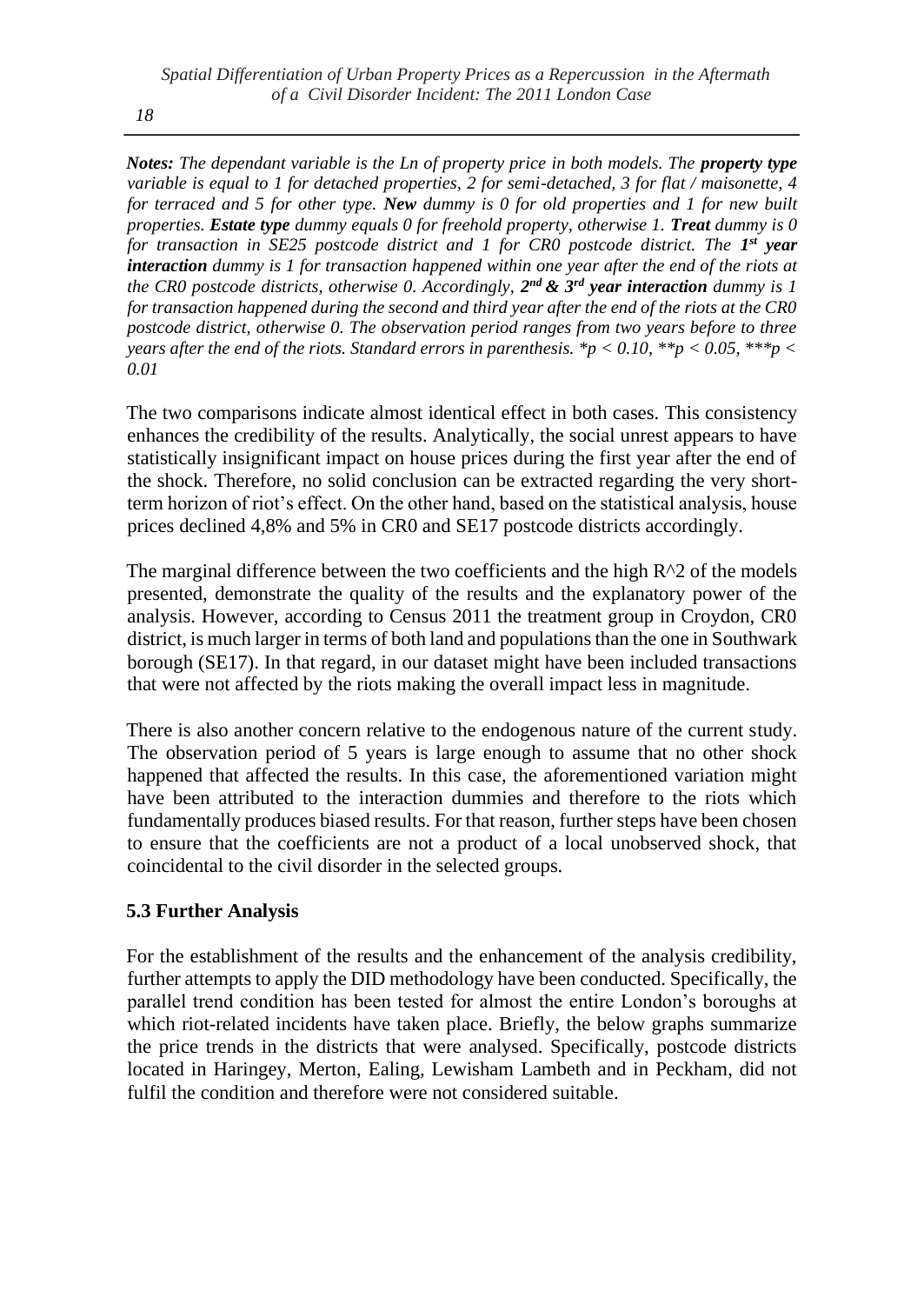***Notes:*** *The dependant variable is the Ln of property price in both models. The* ***property type*** *variable is equal to 1 for detached properties, 2 for semi-detached, 3 for flat / maisonette, 4 for terraced and 5 for other type.* ***New*** *dummy is 0 for old properties and 1 for new built properties.* ***Estate type*** *dummy equals 0 for freehold property, otherwise 1.* ***Treat*** *dummy is 0 for transaction in SE25 postcode district and 1 for CR0 postcode district. The* ***1st year interaction*** *dummy is 1 for transaction happened within one year after the end of the riots at the CR0 postcode districts, otherwise 0. Accordingly,* ***2nd & 3rd year interaction*** *dummy is 1 for transaction happened during the second and third year after the end of the riots at the CR0 postcode district, otherwise 0. The observation period ranges from two years before to three years after the end of the riots. Standard errors in parenthesis. *p < 0.10, **p < 0.05, ***p < 0.01*

The two comparisons indicate almost identical effect in both cases. This consistency enhances the credibility of the results. Analytically, the social unrest appears to have statistically insignificant impact on house prices during the first year after the end of the shock. Therefore, no solid conclusion can be extracted regarding the very short-term horizon of riot's effect. On the other hand, based on the statistical analysis, house prices declined 4,8% and 5% in CR0 and SE17 postcode districts accordingly.

The marginal difference between the two coefficients and the high R^2 of the models presented, demonstrate the quality of the results and the explanatory power of the analysis. However, according to Census 2011 the treatment group in Croydon, CR0 district, is much larger in terms of both land and populations than the one in Southwark borough (SE17). In that regard, in our dataset might have been included transactions that were not affected by the riots making the overall impact less in magnitude.

There is also another concern relative to the endogenous nature of the current study. The observation period of 5 years is large enough to assume that no other shock happened that affected the results. In this case, the aforementioned variation might have been attributed to the interaction dummies and therefore to the riots which fundamentally produces biased results. For that reason, further steps have been chosen to ensure that the coefficients are not a product of a local unobserved shock, that coincidental to the civil disorder in the selected groups.

### 5.3 Further Analysis

For the establishment of the results and the enhancement of the analysis credibility, further attempts to apply the DID methodology have been conducted. Specifically, the parallel trend condition has been tested for almost the entire London's boroughs at which riot-related incidents have taken place. Briefly, the below graphs summarize the price trends in the districts that were analysed. Specifically, postcode districts located in Haringey, Merton, Ealing, Lewisham Lambeth and in Peckham, did not fulfil the condition and therefore were not considered suitable.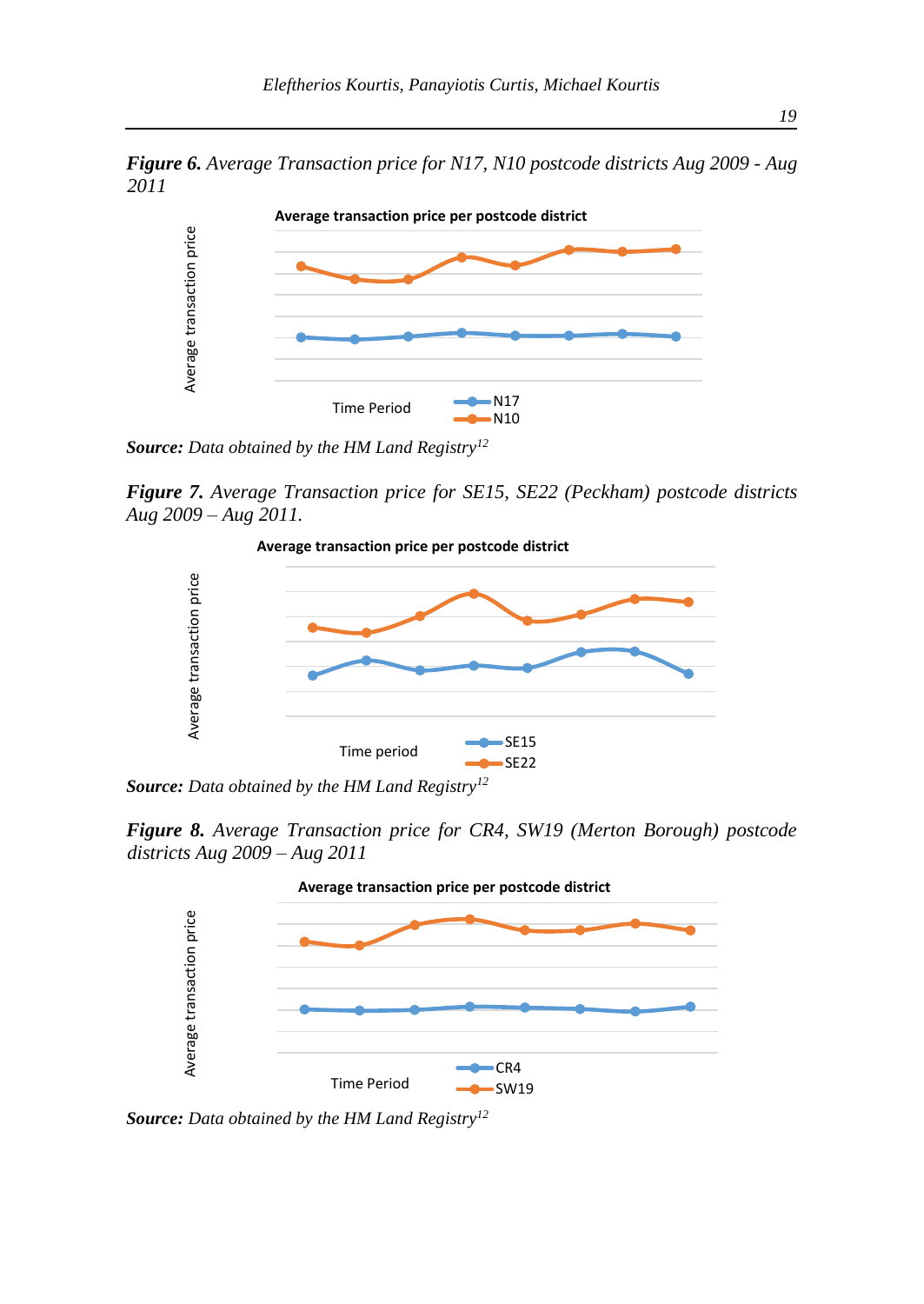**Figure 6.** *Average Transaction price for N17, N10 postcode districts Aug 2009 - Aug 2011*

**Source:** *Data obtained by the HM Land Registry*[12]

**Figure 7.** *Average Transaction price for SE15, SE22 (Peckham) postcode districts Aug 2009 – Aug 2011.*

**Source:** *Data obtained by the HM Land Registry*[12]

**Figure 8.** *Average Transaction price for CR4, SW19 (Merton Borough) postcode districts Aug 2009 – Aug 2011*

**Source:** *Data obtained by the HM Land Registry*[12]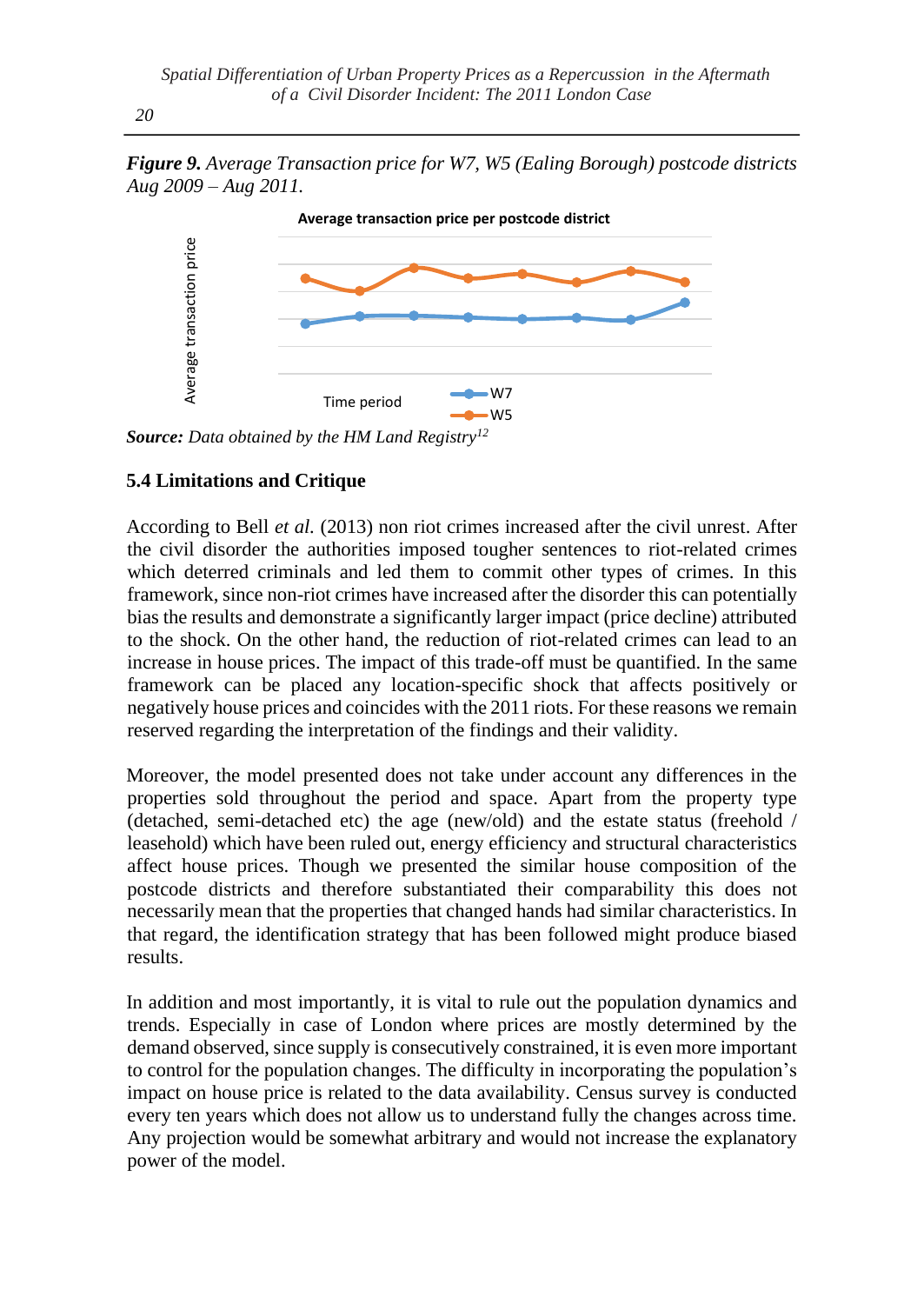***Figure 9.*** *Average Transaction price for W7, W5 (Ealing Borough) postcode districts Aug 2009 – Aug 2011.*

***Source:*** *Data obtained by the HM Land Registry*[12]

### 5.4 Limitations and Critique

According to Bell *et al.* (2013) non riot crimes increased after the civil unrest. After the civil disorder the authorities imposed tougher sentences to riot-related crimes which deterred criminals and led them to commit other types of crimes. In this framework, since non-riot crimes have increased after the disorder this can potentially bias the results and demonstrate a significantly larger impact (price decline) attributed to the shock. On the other hand, the reduction of riot-related crimes can lead to an increase in house prices. The impact of this trade-off must be quantified. In the same framework can be placed any location-specific shock that affects positively or negatively house prices and coincides with the 2011 riots. For these reasons we remain reserved regarding the interpretation of the findings and their validity.

Moreover, the model presented does not take under account any differences in the properties sold throughout the period and space. Apart from the property type (detached, semi-detached etc) the age (new/old) and the estate status (freehold / leasehold) which have been ruled out, energy efficiency and structural characteristics affect house prices. Though we presented the similar house composition of the postcode districts and therefore substantiated their comparability this does not necessarily mean that the properties that changed hands had similar characteristics. In that regard, the identification strategy that has been followed might produce biased results.

In addition and most importantly, it is vital to rule out the population dynamics and trends. Especially in case of London where prices are mostly determined by the demand observed, since supply is consecutively constrained, it is even more important to control for the population changes. The difficulty in incorporating the population's impact on house price is related to the data availability. Census survey is conducted every ten years which does not allow us to understand fully the changes across time. Any projection would be somewhat arbitrary and would not increase the explanatory power of the model.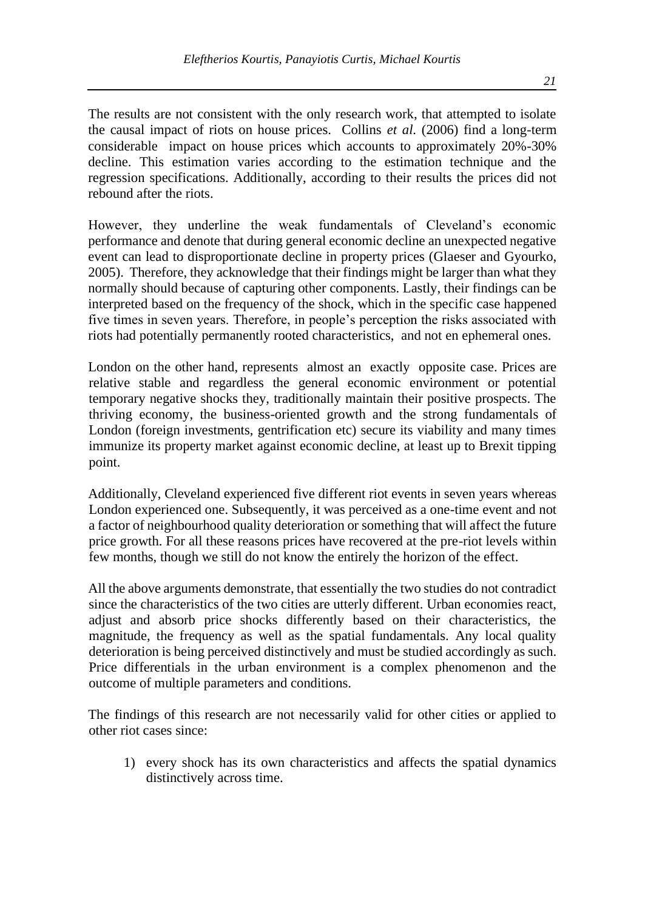The results are not consistent with the only research work, that attempted to isolate the causal impact of riots on house prices. Collins *et al.* (2006) find a long-term considerable impact on house prices which accounts to approximately 20%-30% decline. This estimation varies according to the estimation technique and the regression specifications. Additionally, according to their results the prices did not rebound after the riots.

However, they underline the weak fundamentals of Cleveland's economic performance and denote that during general economic decline an unexpected negative event can lead to disproportionate decline in property prices (Glaeser and Gyourko, 2005). Therefore, they acknowledge that their findings might be larger than what they normally should because of capturing other components. Lastly, their findings can be interpreted based on the frequency of the shock, which in the specific case happened five times in seven years. Therefore, in people's perception the risks associated with riots had potentially permanently rooted characteristics, and not en ephemeral ones.

London on the other hand, represents almost an exactly opposite case. Prices are relative stable and regardless the general economic environment or potential temporary negative shocks they, traditionally maintain their positive prospects. The thriving economy, the business-oriented growth and the strong fundamentals of London (foreign investments, gentrification etc) secure its viability and many times immunize its property market against economic decline, at least up to Brexit tipping point.

Additionally, Cleveland experienced five different riot events in seven years whereas London experienced one. Subsequently, it was perceived as a one-time event and not a factor of neighbourhood quality deterioration or something that will affect the future price growth. For all these reasons prices have recovered at the pre-riot levels within few months, though we still do not know the entirely the horizon of the effect.

All the above arguments demonstrate, that essentially the two studies do not contradict since the characteristics of the two cities are utterly different. Urban economies react, adjust and absorb price shocks differently based on their characteristics, the magnitude, the frequency as well as the spatial fundamentals. Any local quality deterioration is being perceived distinctively and must be studied accordingly as such. Price differentials in the urban environment is a complex phenomenon and the outcome of multiple parameters and conditions.

The findings of this research are not necessarily valid for other cities or applied to other riot cases since:

1) every shock has its own characteristics and affects the spatial dynamics distinctively across time.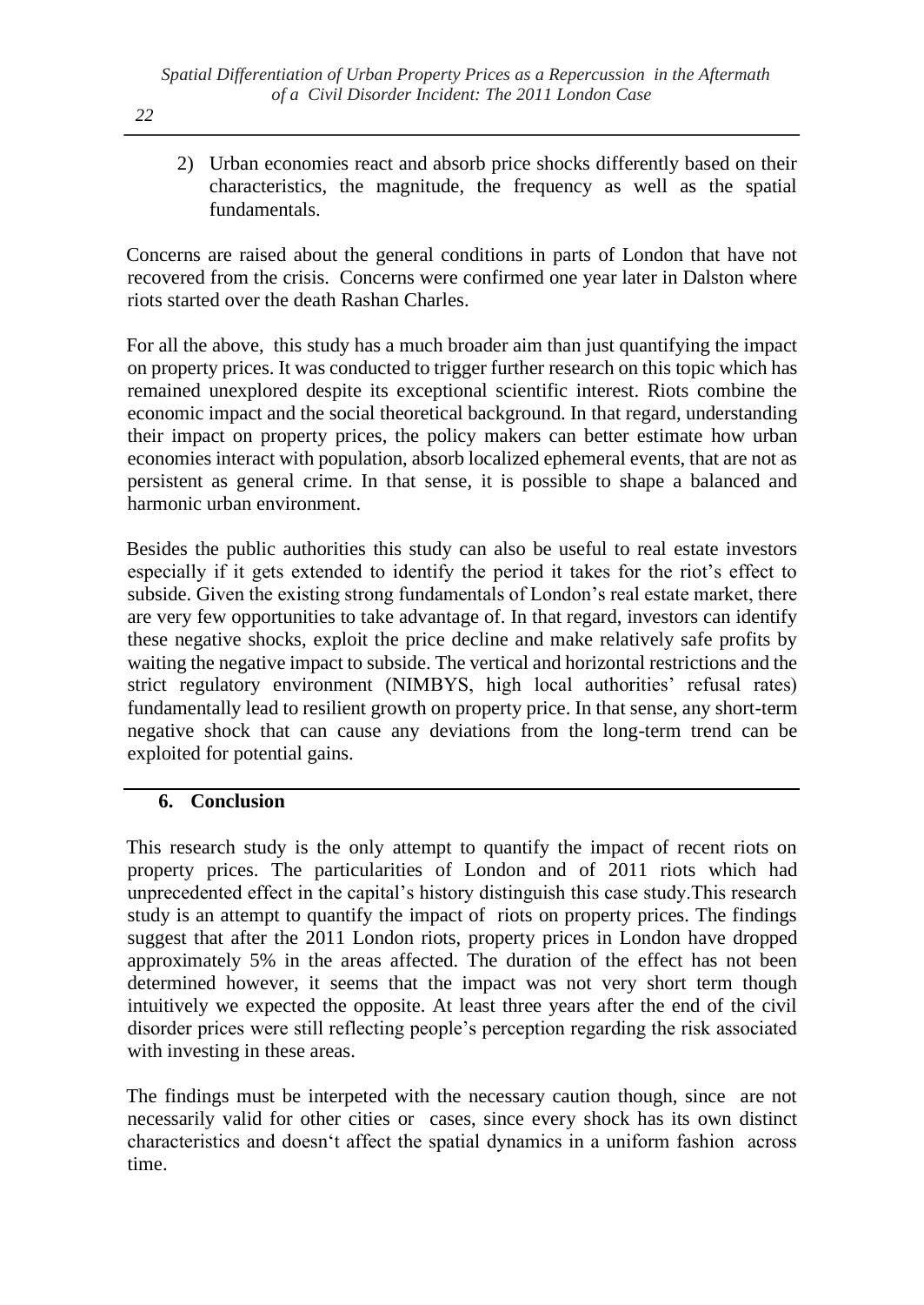2) Urban economies react and absorb price shocks differently based on their characteristics, the magnitude, the frequency as well as the spatial fundamentals.

Concerns are raised about the general conditions in parts of London that have not recovered from the crisis. Concerns were confirmed one year later in Dalston where riots started over the death Rashan Charles.

For all the above, this study has a much broader aim than just quantifying the impact on property prices. It was conducted to trigger further research on this topic which has remained unexplored despite its exceptional scientific interest. Riots combine the economic impact and the social theoretical background. In that regard, understanding their impact on property prices, the policy makers can better estimate how urban economies interact with population, absorb localized ephemeral events, that are not as persistent as general crime. In that sense, it is possible to shape a balanced and harmonic urban environment.

Besides the public authorities this study can also be useful to real estate investors especially if it gets extended to identify the period it takes for the riot's effect to subside. Given the existing strong fundamentals of London's real estate market, there are very few opportunities to take advantage of. In that regard, investors can identify these negative shocks, exploit the price decline and make relatively safe profits by waiting the negative impact to subside. The vertical and horizontal restrictions and the strict regulatory environment (NIMBYS, high local authorities' refusal rates) fundamentally lead to resilient growth on property price. In that sense, any short-term negative shock that can cause any deviations from the long-term trend can be exploited for potential gains.

## 6. Conclusion

This research study is the only attempt to quantify the impact of recent riots on property prices. The particularities of London and of 2011 riots which had unprecedented effect in the capital's history distinguish this case study.This research study is an attempt to quantify the impact of riots on property prices. The findings suggest that after the 2011 London riots, property prices in London have dropped approximately 5% in the areas affected. The duration of the effect has not been determined however, it seems that the impact was not very short term though intuitively we expected the opposite. At least three years after the end of the civil disorder prices were still reflecting people's perception regarding the risk associated with investing in these areas.

The findings must be interpeted with the necessary caution though, since are not necessarily valid for other cities or cases, since every shock has its own distinct characteristics and doesn't affect the spatial dynamics in a uniform fashion across time.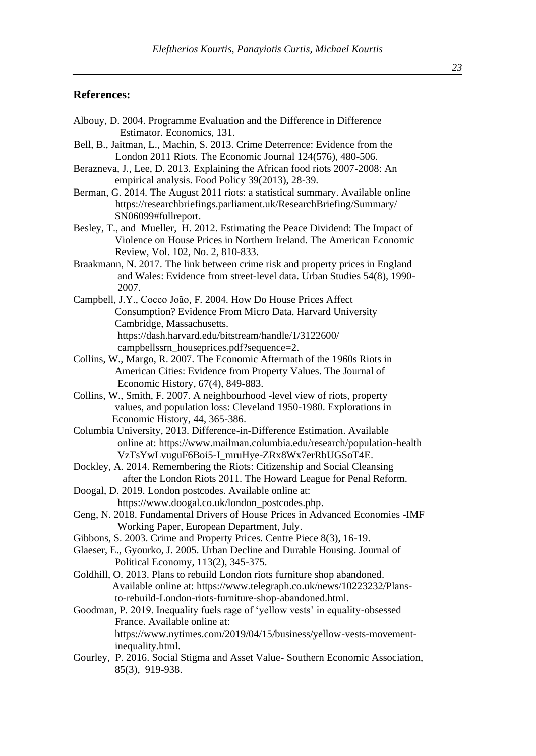## References:

Albouy, D. 2004. Programme Evaluation and the Difference in Difference Estimator. Economics, 131.

Bell, B., Jaitman, L., Machin, S. 2013. Crime Deterrence: Evidence from the London 2011 Riots. The Economic Journal 124(576), 480-506.

Berazneva, J., Lee, D. 2013. Explaining the African food riots 2007-2008: An empirical analysis. Food Policy 39(2013), 28-39.

Berman, G. 2014. The August 2011 riots: a statistical summary. Available online https://researchbriefings.parliament.uk/ResearchBriefing/Summary/SN06099#fullreport.

Besley, T., and Mueller, H. 2012. Estimating the Peace Dividend: The Impact of Violence on House Prices in Northern Ireland. The American Economic Review, Vol. 102, No. 2, 810-833.

Braakmann, N. 2017. The link between crime risk and property prices in England and Wales: Evidence from street-level data. Urban Studies 54(8), 1990-2007.

Campbell, J.Y., Cocco João, F. 2004. How Do House Prices Affect Consumption? Evidence From Micro Data. Harvard University Cambridge, Massachusetts. https://dash.harvard.edu/bitstream/handle/1/3122600/campbellssrn_houseprices.pdf?sequence=2.

Collins, W., Margo, R. 2007. The Economic Aftermath of the 1960s Riots in American Cities: Evidence from Property Values. The Journal of Economic History, 67(4), 849-883.

Collins, W., Smith, F. 2007. A neighbourhood -level view of riots, property values, and population loss: Cleveland 1950-1980. Explorations in Economic History, 44, 365-386.

Columbia University, 2013. Difference-in-Difference Estimation. Available online at: https://www.mailman.columbia.edu/research/population-health VzTsYwLvuguF6Boi5-I_mruHye-ZRx8Wx7erRbUGSoT4E.

Dockley, A. 2014. Remembering the Riots: Citizenship and Social Cleansing after the London Riots 2011. The Howard League for Penal Reform.

Doogal, D. 2019. London postcodes. Available online at: https://www.doogal.co.uk/london_postcodes.php.

Geng, N. 2018. Fundamental Drivers of House Prices in Advanced Economies -IMF Working Paper, European Department, July.

Gibbons, S. 2003. Crime and Property Prices. Centre Piece 8(3), 16-19.

Glaeser, E., Gyourko, J. 2005. Urban Decline and Durable Housing. Journal of Political Economy, 113(2), 345-375.

Goldhill, O. 2013. Plans to rebuild London riots furniture shop abandoned. Available online at: https://www.telegraph.co.uk/news/10223232/Plans-to-rebuild-London-riots-furniture-shop-abandoned.html.

Goodman, P. 2019. Inequality fuels rage of 'yellow vests' in equality-obsessed France. Available online at: https://www.nytimes.com/2019/04/15/business/yellow-vests-movement-inequality.html.

Gourley, P. 2016. Social Stigma and Asset Value- Southern Economic Association, 85(3), 919-938.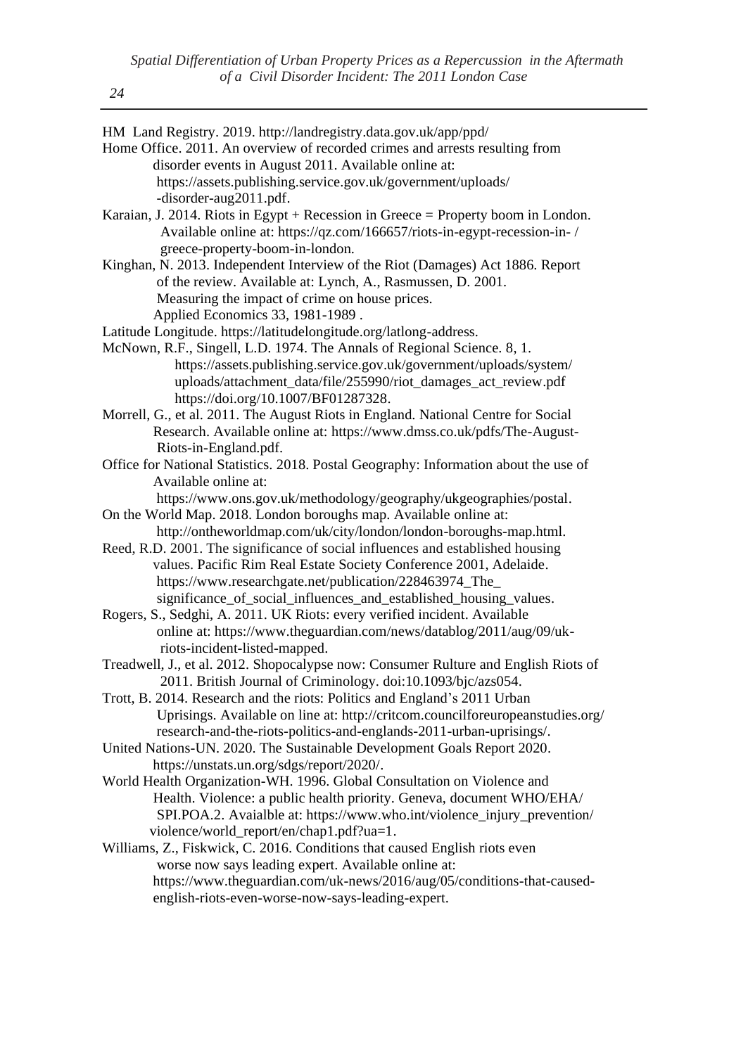HM Land Registry. 2019. http://landregistry.data.gov.uk/app/ppd/

Home Office. 2011. An overview of recorded crimes and arrests resulting from disorder events in August 2011. Available online at: https://assets.publishing.service.gov.uk/government/uploads/ -disorder-aug2011.pdf.

Karaian, J. 2014. Riots in Egypt + Recession in Greece = Property boom in London. Available online at: https://qz.com/166657/riots-in-egypt-recession-in- / greece-property-boom-in-london.

Kinghan, N. 2013. Independent Interview of the Riot (Damages) Act 1886. Report of the review. Available at: Lynch, A., Rasmussen, D. 2001. Measuring the impact of crime on house prices. Applied Economics 33, 1981-1989 .

Latitude Longitude. https://latitudelongitude.org/latlong-address.

McNown, R.F., Singell, L.D. 1974. The Annals of Regional Science. 8, 1. https://assets.publishing.service.gov.uk/government/uploads/system/ uploads/attachment_data/file/255990/riot_damages_act_review.pdf https://doi.org/10.1007/BF01287328.

Morrell, G., et al. 2011. The August Riots in England. National Centre for Social Research. Available online at: https://www.dmss.co.uk/pdfs/The-August-Riots-in-England.pdf.

Office for National Statistics. 2018. Postal Geography: Information about the use of Available online at: https://www.ons.gov.uk/methodology/geography/ukgeographies/postal.

On the World Map. 2018. London boroughs map. Available online at: http://ontheworldmap.com/uk/city/london/london-boroughs-map.html.

Reed, R.D. 2001. The significance of social influences and established housing values. Pacific Rim Real Estate Society Conference 2001, Adelaide. https://www.researchgate.net/publication/228463974_The_ significance_of_social_influences_and_established_housing_values.

Rogers, S., Sedghi, A. 2011. UK Riots: every verified incident. Available online at: https://www.theguardian.com/news/datablog/2011/aug/09/uk-riots-incident-listed-mapped.

Treadwell, J., et al. 2012. Shopocalypse now: Consumer Rulture and English Riots of 2011. British Journal of Criminology. doi:10.1093/bjc/azs054.

Trott, B. 2014. Research and the riots: Politics and England's 2011 Urban Uprisings. Available on line at: http://critcom.councilforeuropeanstudies.org/ research-and-the-riots-politics-and-englands-2011-urban-uprisings/.

United Nations-UN. 2020. The Sustainable Development Goals Report 2020. https://unstats.un.org/sdgs/report/2020/.

World Health Organization-WH. 1996. Global Consultation on Violence and Health. Violence: a public health priority. Geneva, document WHO/EHA/ SPI.POA.2. Avaialble at: https://www.who.int/violence_injury_prevention/ violence/world_report/en/chap1.pdf?ua=1.

Williams, Z., Fiskwick, C. 2016. Conditions that caused English riots even worse now says leading expert. Available online at: https://www.theguardian.com/uk-news/2016/aug/05/conditions-that-caused-english-riots-even-worse-now-says-leading-expert.